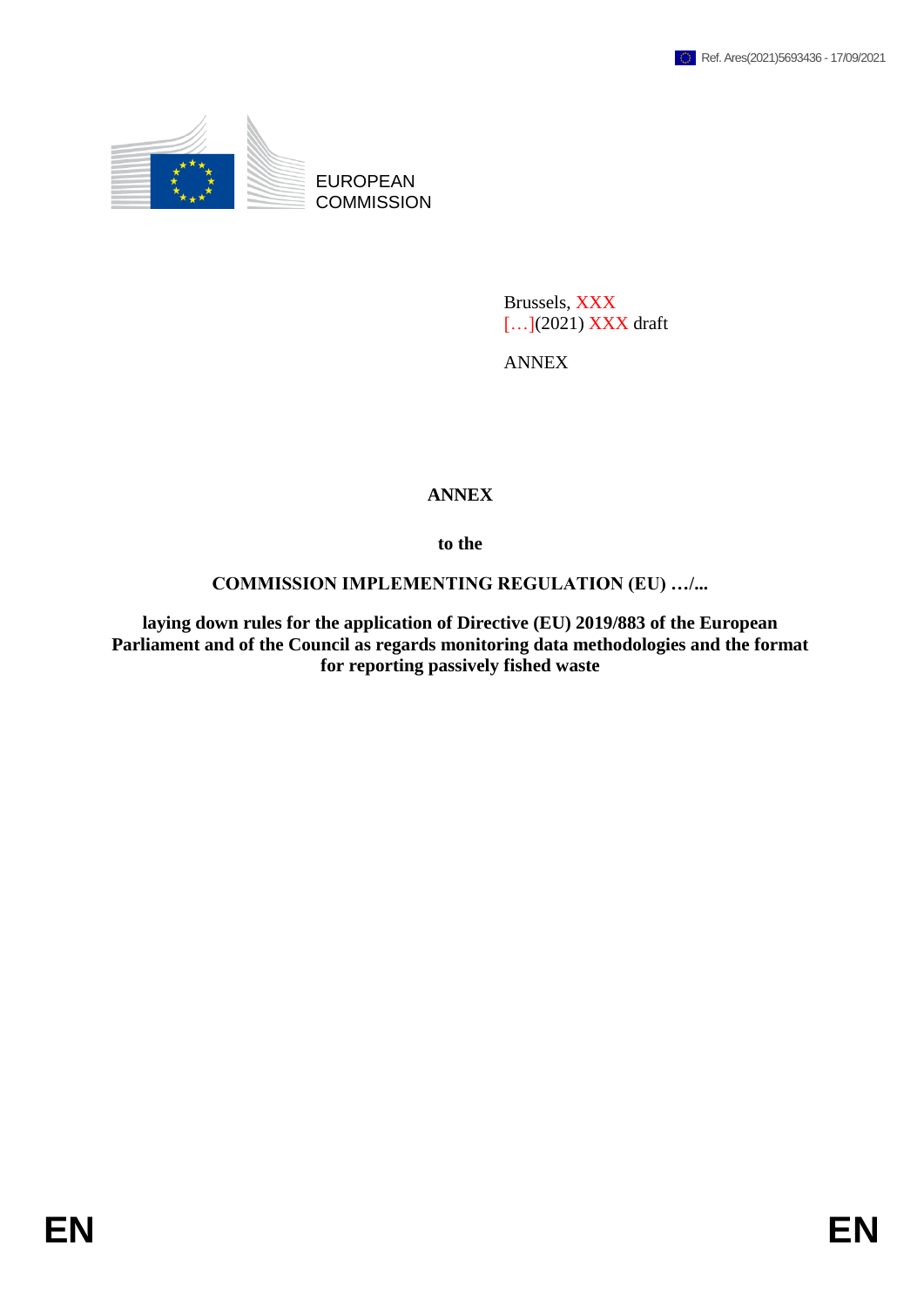Ref. Ares(2021)5693436 - 17/09/2021

EUROPEAN COMMISSION

Brussels, XXX
[…](2021) XXX draft

ANNEX

# ANNEX

**to the**

**COMMISSION IMPLEMENTING REGULATION (EU) …/...**

**laying down rules for the application of Directive (EU) 2019/883 of the European Parliament and of the Council as regards monitoring data methodologies and the format for reporting passively fished waste**

EN EN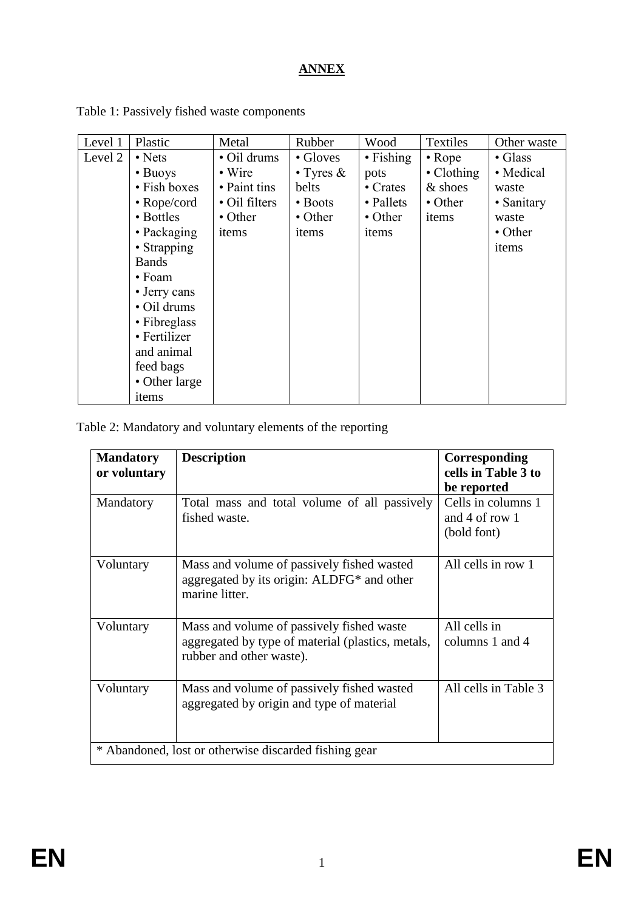# ANNEX

Table 1: Passively fished waste components

| Level 1 | Plastic | Metal | Rubber | Wood | Textiles | Other waste |
|---|---|---|---|---|---|---|
| Level 2 | • Nets<br>• Buoys<br>• Fish boxes<br>• Rope/cord<br>• Bottles<br>• Packaging<br>• Strapping Bands<br>• Foam<br>• Jerry cans<br>• Oil drums<br>• Fibreglass<br>• Fertilizer and animal feed bags<br>• Other large items | • Oil drums<br>• Wire<br>• Paint tins<br>• Oil filters<br>• Other items | • Gloves<br>• Tyres & belts<br>• Boots<br>• Other items | • Fishing pots<br>• Crates<br>• Pallets<br>• Other items | • Rope<br>• Clothing & shoes<br>• Other items | • Glass<br>• Medical waste<br>• Sanitary waste<br>• Other items |

Table 2: Mandatory and voluntary elements of the reporting

| **Mandatory or voluntary** | **Description** | **Corresponding cells in Table 3 to be reported** |
|---|---|---|
| Mandatory | Total mass and total volume of all passively fished waste. | Cells in columns 1 and 4 of row 1 (bold font) |
| Voluntary | Mass and volume of passively fished wasted aggregated by its origin: ALDFG* and other marine litter. | All cells in row 1 |
| Voluntary | Mass and volume of passively fished waste aggregated by type of material (plastics, metals, rubber and other waste). | All cells in columns 1 and 4 |
| Voluntary | Mass and volume of passively fished wasted aggregated by origin and type of material | All cells in Table 3 |
| * Abandoned, lost or otherwise discarded fishing gear | | |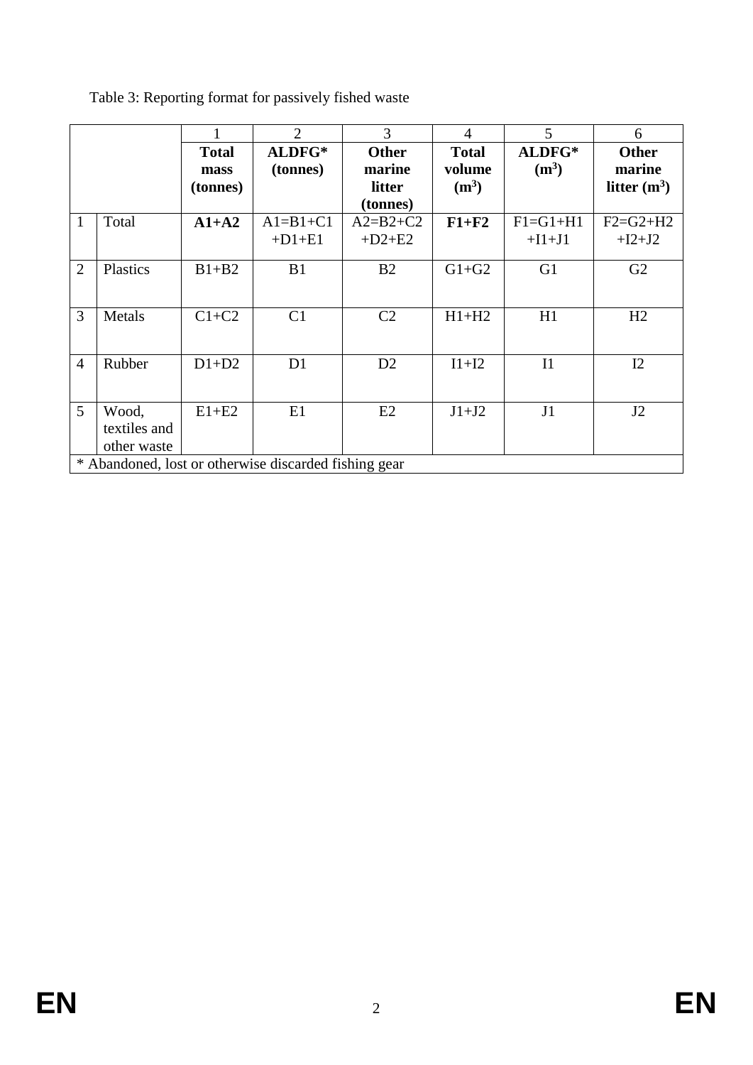Table 3: Reporting format for passively fished waste

| | | 1 | 2 | 3 | 4 | 5 | 6 |
|---|---|---|---|---|---|---|---|
| | | **Total mass (tonnes)** | **ALDFG* (tonnes)** | **Other marine litter (tonnes)** | **Total volume ($m^3$)** | **ALDFG* ($m^3$)** | **Other marine litter ($m^3$)** |
| 1 | Total | **A1+A2** | A1=B1+C1 +D1+E1 | A2=B2+C2 +D2+E2 | **F1+F2** | F1=G1+H1 +I1+J1 | F2=G2+H2 +I2+J2 |
| 2 | Plastics | B1+B2 | B1 | B2 | G1+G2 | G1 | G2 |
| 3 | Metals | C1+C2 | C1 | C2 | H1+H2 | H1 | H2 |
| 4 | Rubber | D1+D2 | D1 | D2 | I1+I2 | I1 | I2 |
| 5 | Wood, textiles and other waste | E1+E2 | E1 | E2 | J1+J2 | J1 | J2 |

* Abandoned, lost or otherwise discarded fishing gear